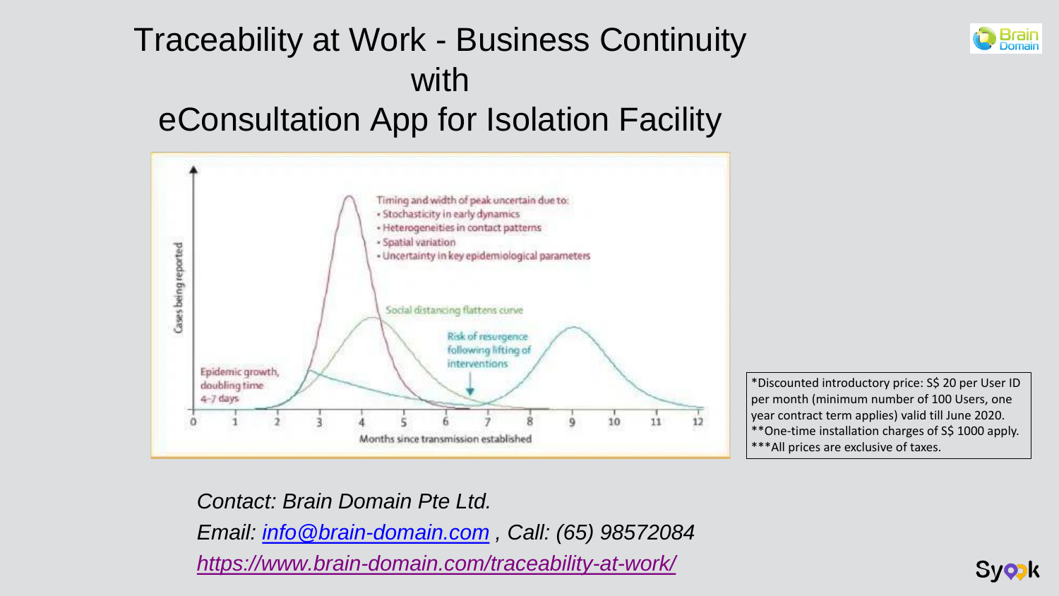# Traceability at Work - Business Continuity with eConsultation App for Isolation Facility

Timing and width of peak uncertain due to:
- Stochasticity in early dynamics
- Heterogeneities in contact patterns
- Spatial variation
- Uncertainty in key epidemiological parameters

Social distancing flattens curve

Risk of resurgence following lifting of interventions

Epidemic growth, doubling time 4–7 days

Cases being reported

Months since transmission established

*Discounted introductory price: S$ 20 per User ID per month (minimum number of 100 Users, one year contract term applies) valid till June 2020.
**One-time installation charges of S$ 1000 apply.
***All prices are exclusive of taxes.

*Contact: Brain Domain Pte Ltd.*

*Email: [info@brain-domain.com](mailto:info@brain-domain.com) , Call: (65) 98572084*

*[https://www.brain-domain.com/traceability-at-work/](https://www.brain-domain.com/traceability-at-work/)*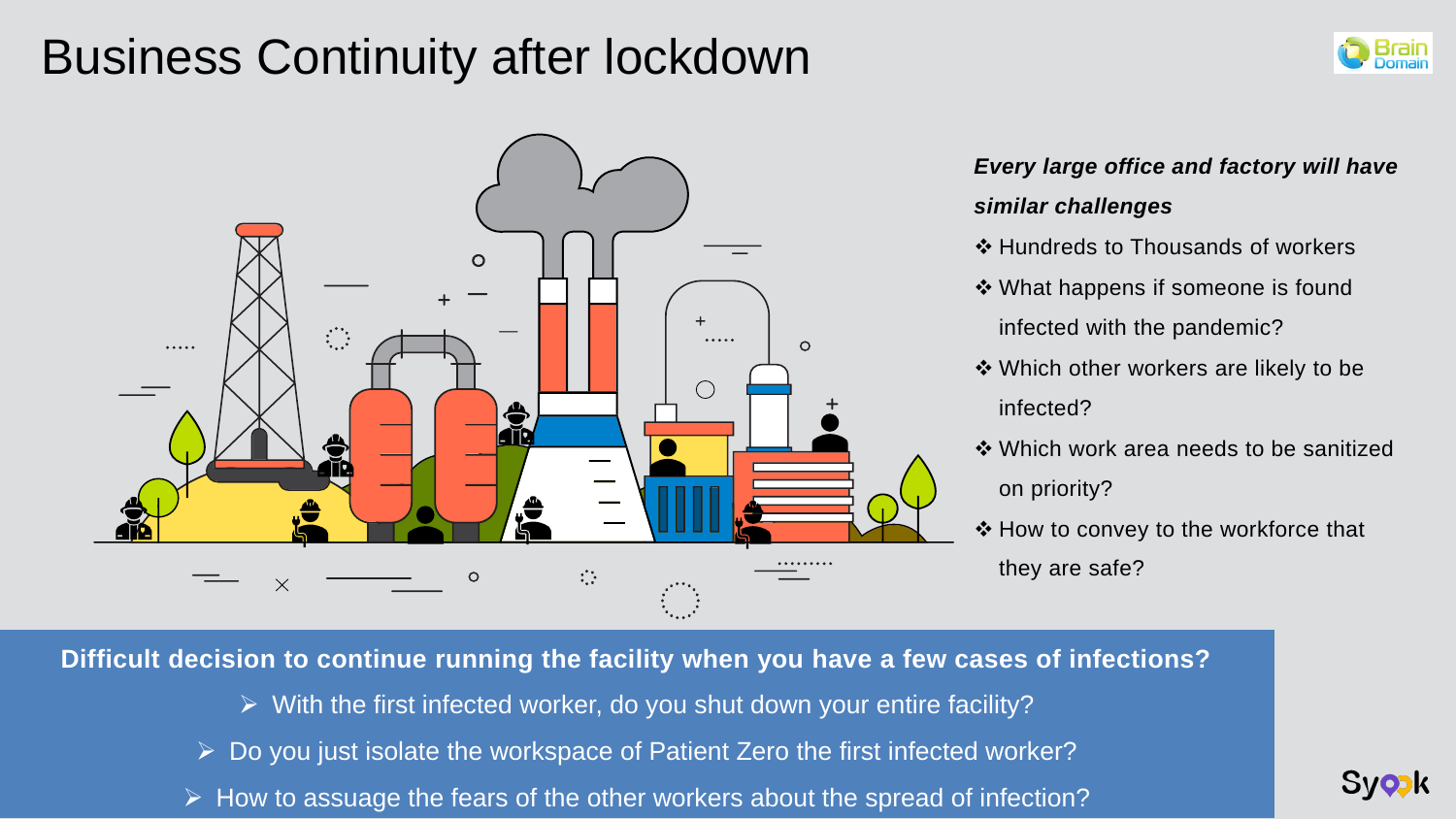# Business Continuity after lockdown

***Every large office and factory will have similar challenges***

- Hundreds to Thousands of workers
- What happens if someone is found infected with the pandemic?
- Which other workers are likely to be infected?
- Which work area needs to be sanitized on priority?
- How to convey to the workforce that they are safe?

**Difficult decision to continue running the facility when you have a few cases of infections?**

- With the first infected worker, do you shut down your entire facility?
- Do you just isolate the workspace of Patient Zero the first infected worker?
- How to assuage the fears of the other workers about the spread of infection?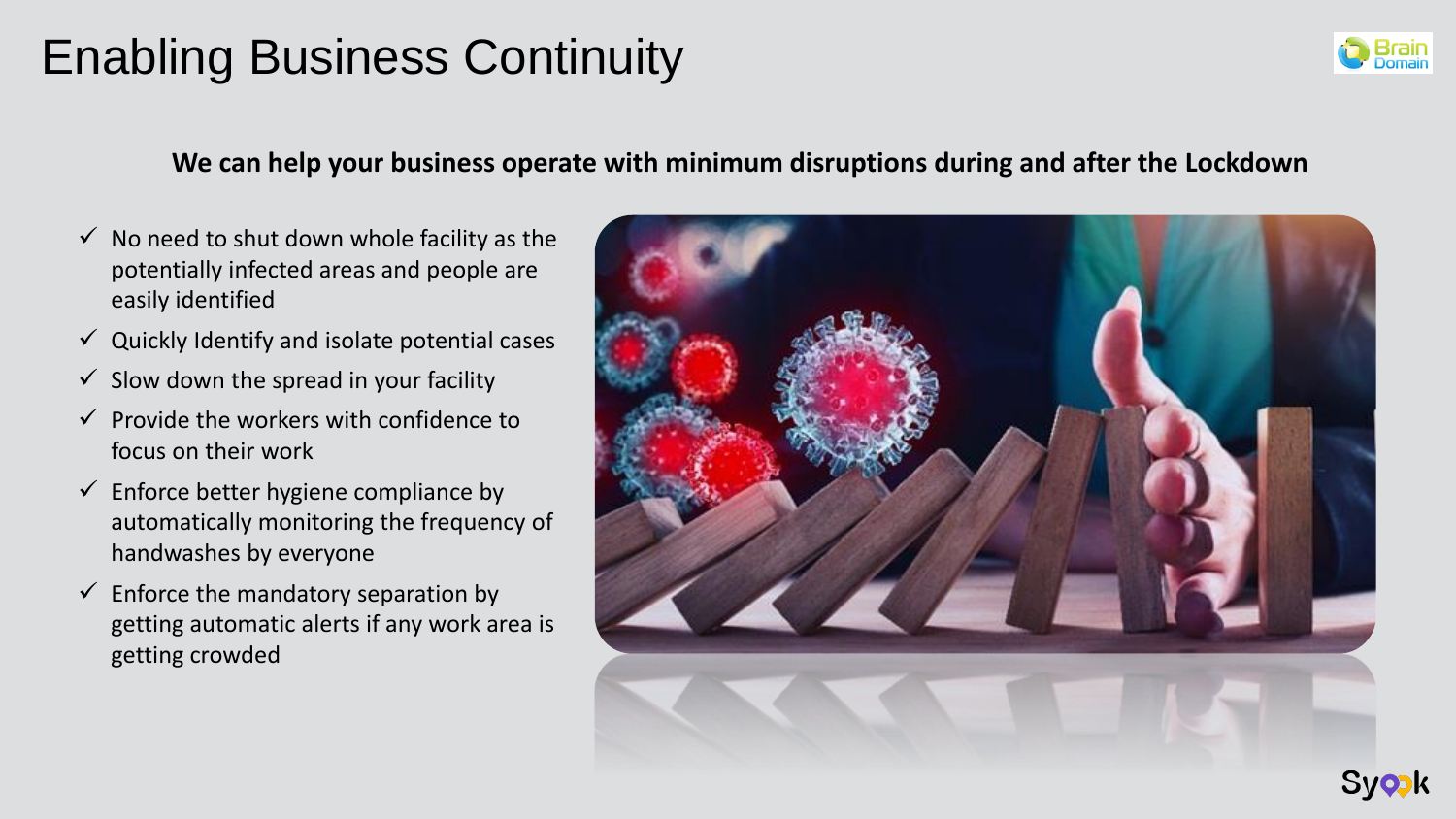# Enabling Business Continuity

**We can help your business operate with minimum disruptions during and after the Lockdown**

- ✓ No need to shut down whole facility as the potentially infected areas and people are easily identified
- ✓ Quickly Identify and isolate potential cases
- ✓ Slow down the spread in your facility
- ✓ Provide the workers with confidence to focus on their work
- ✓ Enforce better hygiene compliance by automatically monitoring the frequency of handwashes by everyone
- ✓ Enforce the mandatory separation by getting automatic alerts if any work area is getting crowded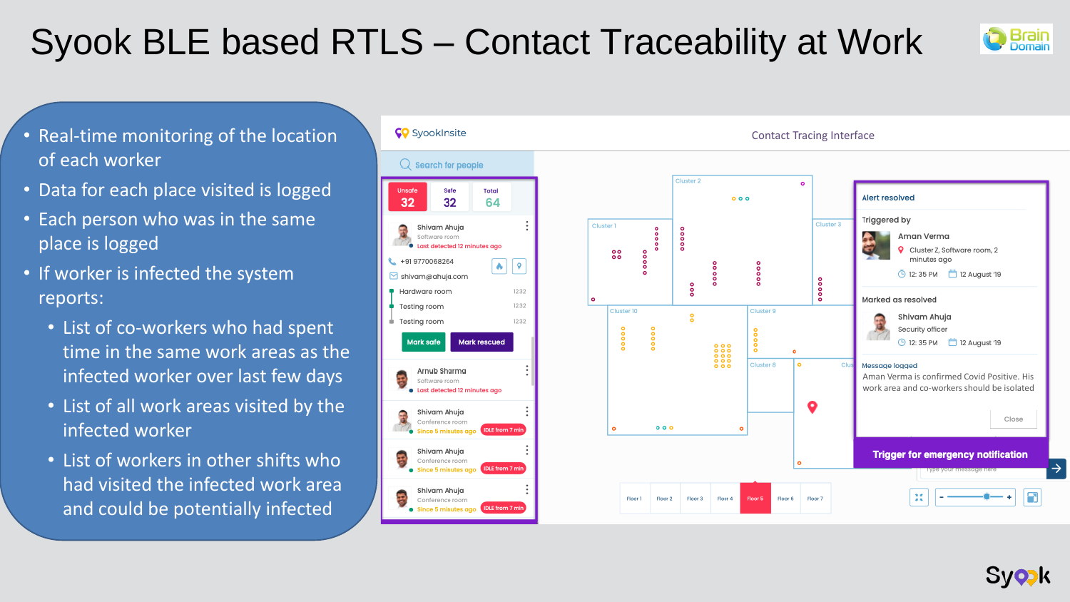# Syook BLE based RTLS – Contact Traceability at Work

- Real-time monitoring of the location of each worker
- Data for each place visited is logged
- Each person who was in the same place is logged
- If worker is infected the system reports:
  - List of co-workers who had spent time in the same work areas as the infected worker over last few days
  - List of all work areas visited by the infected worker
  - List of workers in other shifts who had visited the infected work area and could be potentially infected

SyookInsite

Contact Tracing Interface

Search for people

| Unsafe | Safe | Total |
| --- | --- | --- |
| 32 | 32 | 64 |

Shivam Ahuja
Software room
Last detected 12 minutes ago

+91 9770068264

shivam@ahuja.com

| Hardware room | 12:32 |
| --- | --- |
| Testing room | 12:32 |
| Testing room | 12:32 |

Mark safe | Mark rescued

Arnub Sharma
Software room
Last detected 12 minutes ago

Shivam Ahuja
Conference room
Since 5 minutes ago — IDLE from 7 min

Shivam Ahuja
Conference room
Since 5 minutes ago — IDLE from 7 min

Shivam Ahuja
Conference room
Since 5 minutes ago — IDLE from 7 min

Cluster 1, Cluster 2, Cluster 3, Cluster 10, Cluster 9, Cluster 8

Floor 1 | Floor 2 | Floor 3 | Floor 4 | Floor 5 | Floor 6 | Floor 7

**Alert resolved**

Triggered by

Aman Verma
Cluster Z, Software room, 2 minutes ago
12: 35 PM — 12 August '19

Marked as resolved

Shivam Ahuja
Security officer
12: 35 PM — 12 August '19

Message logged

Aman Verma is confirmed Covid Positive. His work area and co-workers should be isolated

Close

**Trigger for emergency notification**

Type your message here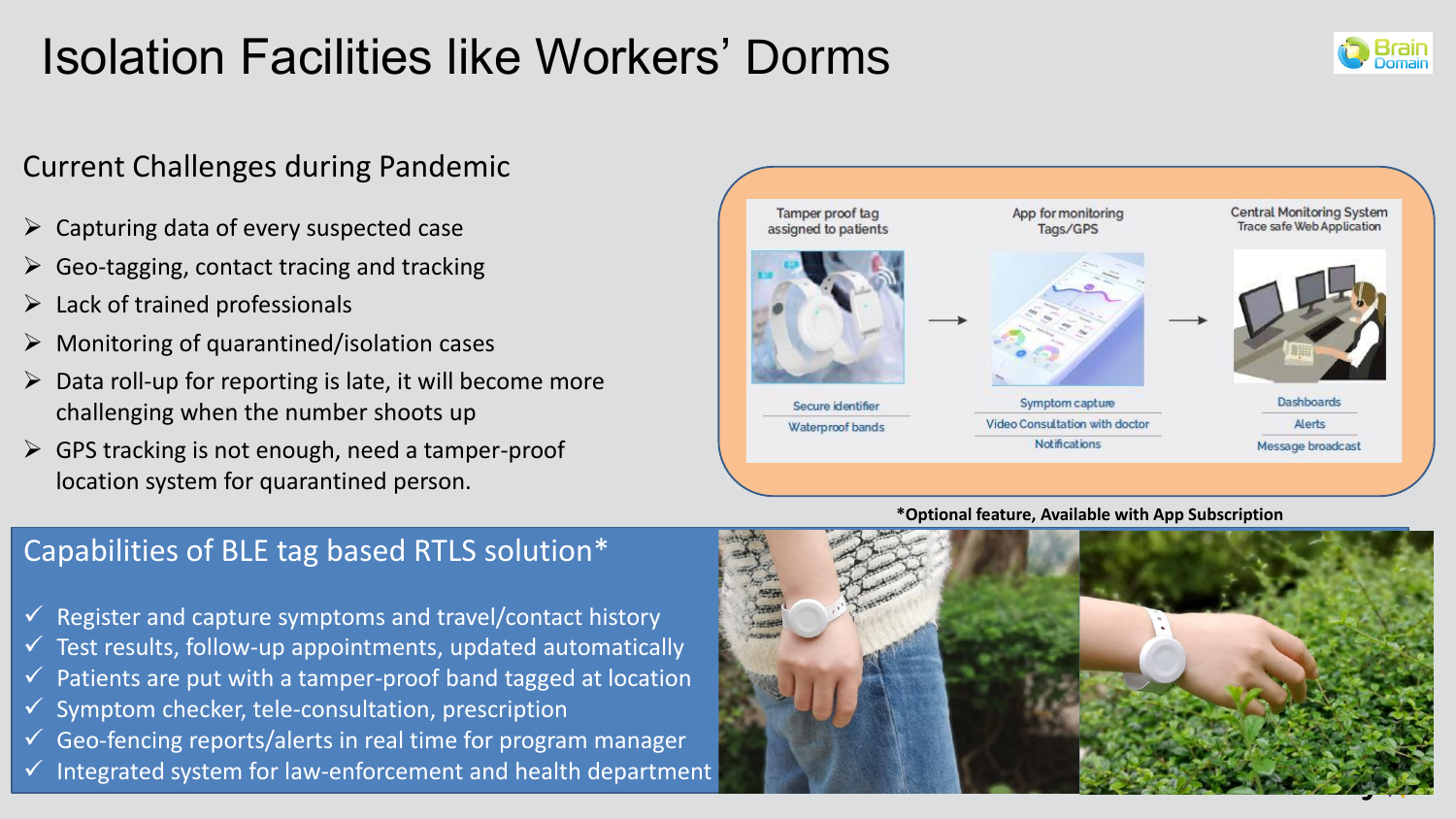# Isolation Facilities like Workers' Dorms

## Current Challenges during Pandemic

- Capturing data of every suspected case
- Geo-tagging, contact tracing and tracking
- Lack of trained professionals
- Monitoring of quarantined/isolation cases
- Data roll-up for reporting is late, it will become more challenging when the number shoots up
- GPS tracking is not enough, need a tamper-proof location system for quarantined person.

| Tamper proof tag assigned to patients | | App for monitoring Tags/GPS | | Central Monitoring System Trace safe Web Application |
|---|---|---|---|---|
| Secure identifier | → | Symptom capture | → | Dashboards |
| Waterproof bands | | Video Consultation with doctor | | Alerts |
| | | Notifications | | Message broadcast |

*Optional feature, Available with App Subscription

## Capabilities of BLE tag based RTLS solution*

- ✓ Register and capture symptoms and travel/contact history
- ✓ Test results, follow-up appointments, updated automatically
- ✓ Patients are put with a tamper-proof band tagged at location
- ✓ Symptom checker, tele-consultation, prescription
- ✓ Geo-fencing reports/alerts in real time for program manager
- ✓ Integrated system for law-enforcement and health department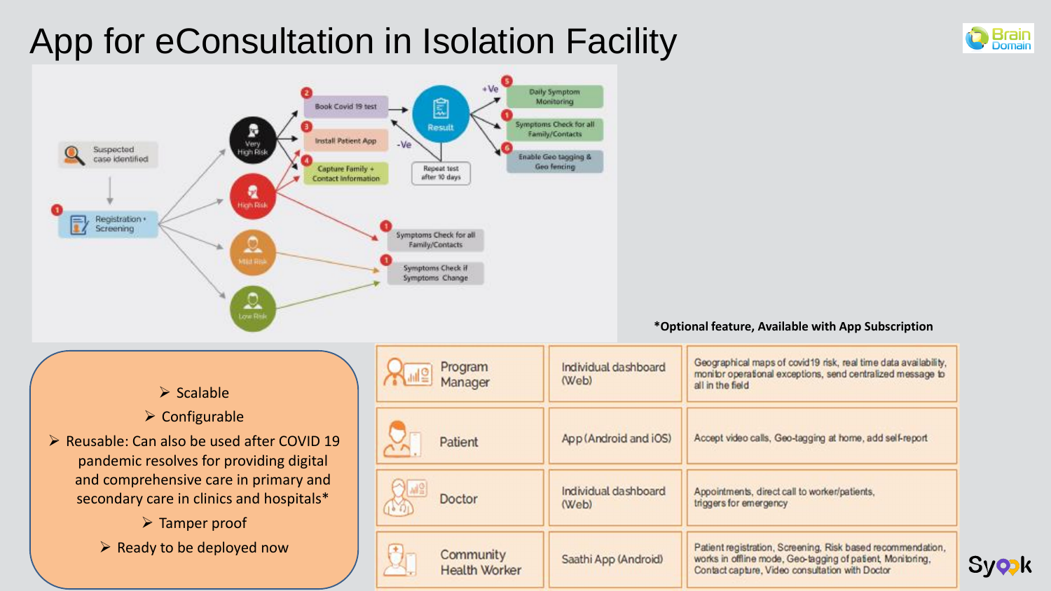# App for eConsultation in Isolation Facility

Suspected case identified

1 Registration + Screening

Very High Risk

High Risk

Mild Risk

Low Risk

2 Book Covid 19 test

3 Install Patient App

4 Capture Family + Contact Information

Result

+Ve

-Ve

Repeat test after 10 days

5 Daily Symptom Monitoring

1 Symptoms Check for all Family/Contacts

6 Enable Geo tagging & Geo fencing

1 Symptoms Check for all Family/Contacts

1 Symptoms Check if Symptoms Change

*Optional feature, Available with App Subscription

- Scalable
- Configurable
- Reusable: Can also be used after COVID 19 pandemic resolves for providing digital and comprehensive care in primary and secondary care in clinics and hospitals*
- Tamper proof
- Ready to be deployed now

| | | |
|---|---|---|
| Program Manager | Individual dashboard (Web) | Geographical maps of covid19 risk, real time data availability, monitor operational exceptions, send centralized message to all in the field |
| Patient | App (Android and iOS) | Accept video calls, Geo-tagging at home, add self-report |
| Doctor | Individual dashboard (Web) | Appointments, direct call to worker/patients, triggers for emergency |
| Community Health Worker | Saathi App (Android) | Patient registration, Screening, Risk based recommendation, works in offline mode, Geo-tagging of patient, Monitoring, Contact capture, Video consultation with Doctor |